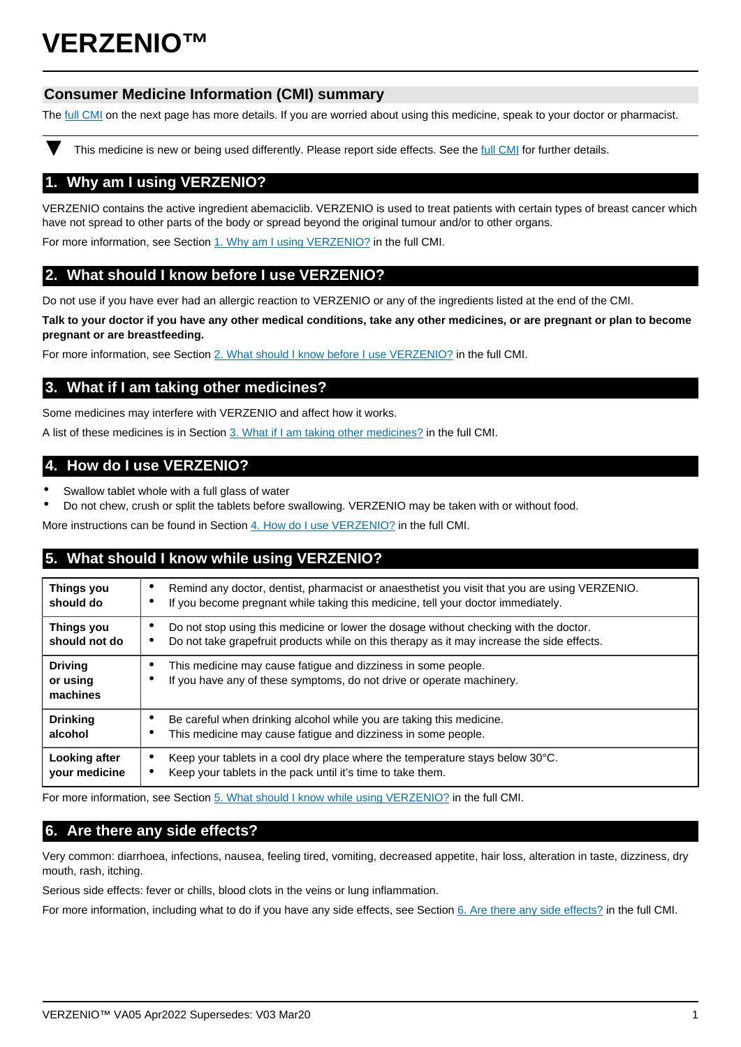# VERZENIO™

## Consumer Medicine Information (CMI) summary

The full CMI on the next page has more details. If you are worried about using this medicine, speak to your doctor or pharmacist.

▼ This medicine is new or being used differently. Please report side effects. See the full CMI for further details.

## 1. Why am I using VERZENIO?

VERZENIO contains the active ingredient abemaciclib. VERZENIO is used to treat patients with certain types of breast cancer which have not spread to other parts of the body or spread beyond the original tumour and/or to other organs.

For more information, see Section 1. Why am I using VERZENIO? in the full CMI.

## 2. What should I know before I use VERZENIO?

Do not use if you have ever had an allergic reaction to VERZENIO or any of the ingredients listed at the end of the CMI.

**Talk to your doctor if you have any other medical conditions, take any other medicines, or are pregnant or plan to become pregnant or are breastfeeding.**

For more information, see Section 2. What should I know before I use VERZENIO? in the full CMI.

## 3. What if I am taking other medicines?

Some medicines may interfere with VERZENIO and affect how it works.

A list of these medicines is in Section 3. What if I am taking other medicines? in the full CMI.

## 4. How do I use VERZENIO?

- Swallow tablet whole with a full glass of water
- Do not chew, crush or split the tablets before swallowing. VERZENIO may be taken with or without food.

More instructions can be found in Section 4. How do I use VERZENIO? in the full CMI.

## 5. What should I know while using VERZENIO?

| | |
|---|---|
| **Things you should do** | • Remind any doctor, dentist, pharmacist or anaesthetist you visit that you are using VERZENIO.<br>• If you become pregnant while taking this medicine, tell your doctor immediately. |
| **Things you should not do** | • Do not stop using this medicine or lower the dosage without checking with the doctor.<br>• Do not take grapefruit products while on this therapy as it may increase the side effects. |
| **Driving or using machines** | • This medicine may cause fatigue and dizziness in some people.<br>• If you have any of these symptoms, do not drive or operate machinery. |
| **Drinking alcohol** | • Be careful when drinking alcohol while you are taking this medicine.<br>• This medicine may cause fatigue and dizziness in some people. |
| **Looking after your medicine** | • Keep your tablets in a cool dry place where the temperature stays below 30°C.<br>• Keep your tablets in the pack until it's time to take them. |

For more information, see Section 5. What should I know while using VERZENIO? in the full CMI.

## 6. Are there any side effects?

Very common: diarrhoea, infections, nausea, feeling tired, vomiting, decreased appetite, hair loss, alteration in taste, dizziness, dry mouth, rash, itching.

Serious side effects: fever or chills, blood clots in the veins or lung inflammation.

For more information, including what to do if you have any side effects, see Section 6. Are there any side effects? in the full CMI.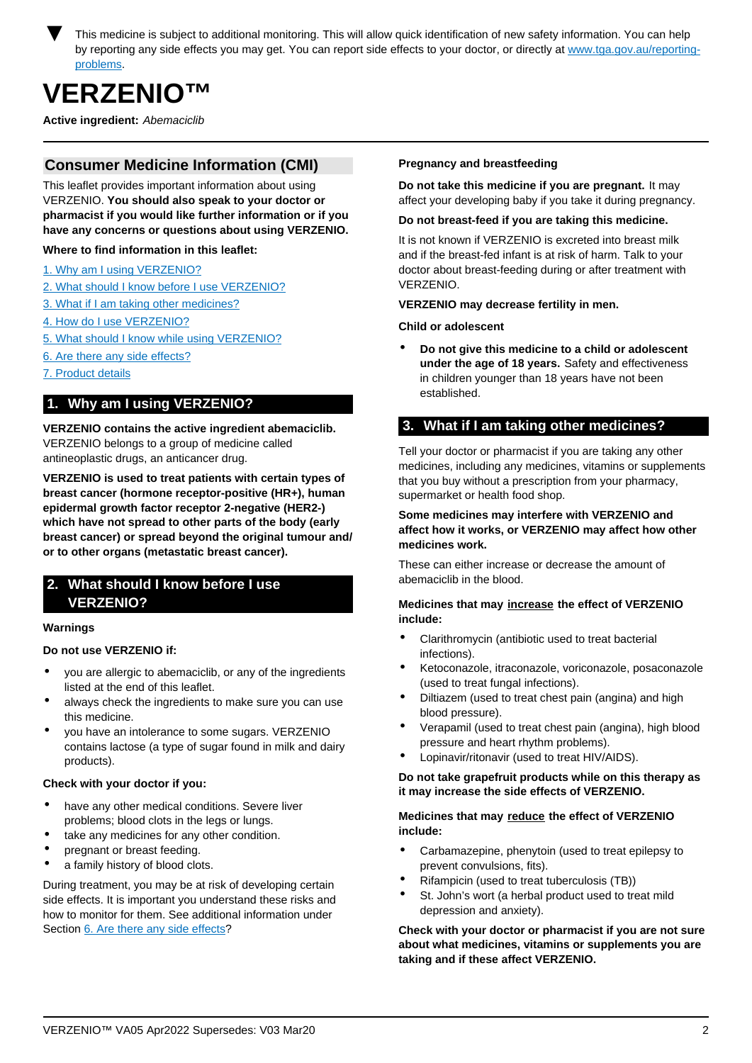▼ This medicine is subject to additional monitoring. This will allow quick identification of new safety information. You can help by reporting any side effects you may get. You can report side effects to your doctor, or directly at [www.tga.gov.au/reporting-problems](www.tga.gov.au/reporting-problems).

# VERZENIO™

**Active ingredient:** *Abemaciclib*

## Consumer Medicine Information (CMI)

This leaflet provides important information about using VERZENIO. **You should also speak to your doctor or pharmacist if you would like further information or if you have any concerns or questions about using VERZENIO.**

**Where to find information in this leaflet:**

1. Why am I using VERZENIO?
2. What should I know before I use VERZENIO?
3. What if I am taking other medicines?
4. How do I use VERZENIO?
5. What should I know while using VERZENIO?
6. Are there any side effects?
7. Product details

## 1. Why am I using VERZENIO?

**VERZENIO contains the active ingredient abemaciclib.** VERZENIO belongs to a group of medicine called antineoplastic drugs, an anticancer drug.

**VERZENIO is used to treat patients with certain types of breast cancer (hormone receptor-positive (HR+), human epidermal growth factor receptor 2-negative (HER2-) which have not spread to other parts of the body (early breast cancer) or spread beyond the original tumour and/or to other organs (metastatic breast cancer).**

## 2. What should I know before I use VERZENIO?

**Warnings**

**Do not use VERZENIO if:**

- you are allergic to abemaciclib, or any of the ingredients listed at the end of this leaflet.
- always check the ingredients to make sure you can use this medicine.
- you have an intolerance to some sugars. VERZENIO contains lactose (a type of sugar found in milk and dairy products).

**Check with your doctor if you:**

- have any other medical conditions. Severe liver problems; blood clots in the legs or lungs.
- take any medicines for any other condition.
- pregnant or breast feeding.
- a family history of blood clots.

During treatment, you may be at risk of developing certain side effects. It is important you understand these risks and how to monitor for them. See additional information under Section 6. Are there any side effects?

**Pregnancy and breastfeeding**

**Do not take this medicine if you are pregnant.** It may affect your developing baby if you take it during pregnancy.

**Do not breast-feed if you are taking this medicine.**

It is not known if VERZENIO is excreted into breast milk and if the breast-fed infant is at risk of harm. Talk to your doctor about breast-feeding during or after treatment with VERZENIO.

**VERZENIO may decrease fertility in men.**

**Child or adolescent**

- **Do not give this medicine to a child or adolescent under the age of 18 years.** Safety and effectiveness in children younger than 18 years have not been established.

## 3. What if I am taking other medicines?

Tell your doctor or pharmacist if you are taking any other medicines, including any medicines, vitamins or supplements that you buy without a prescription from your pharmacy, supermarket or health food shop.

**Some medicines may interfere with VERZENIO and affect how it works, or VERZENIO may affect how other medicines work.**

These can either increase or decrease the amount of abemaciclib in the blood.

**Medicines that may increase the effect of VERZENIO include:**

- Clarithromycin (antibiotic used to treat bacterial infections).
- Ketoconazole, itraconazole, voriconazole, posaconazole (used to treat fungal infections).
- Diltiazem (used to treat chest pain (angina) and high blood pressure).
- Verapamil (used to treat chest pain (angina), high blood pressure and heart rhythm problems).
- Lopinavir/ritonavir (used to treat HIV/AIDS).

**Do not take grapefruit products while on this therapy as it may increase the side effects of VERZENIO.**

**Medicines that may reduce the effect of VERZENIO include:**

- Carbamazepine, phenytoin (used to treat epilepsy to prevent convulsions, fits).
- Rifampicin (used to treat tuberculosis (TB))
- St. John's wort (a herbal product used to treat mild depression and anxiety).

**Check with your doctor or pharmacist if you are not sure about what medicines, vitamins or supplements you are taking and if these affect VERZENIO.**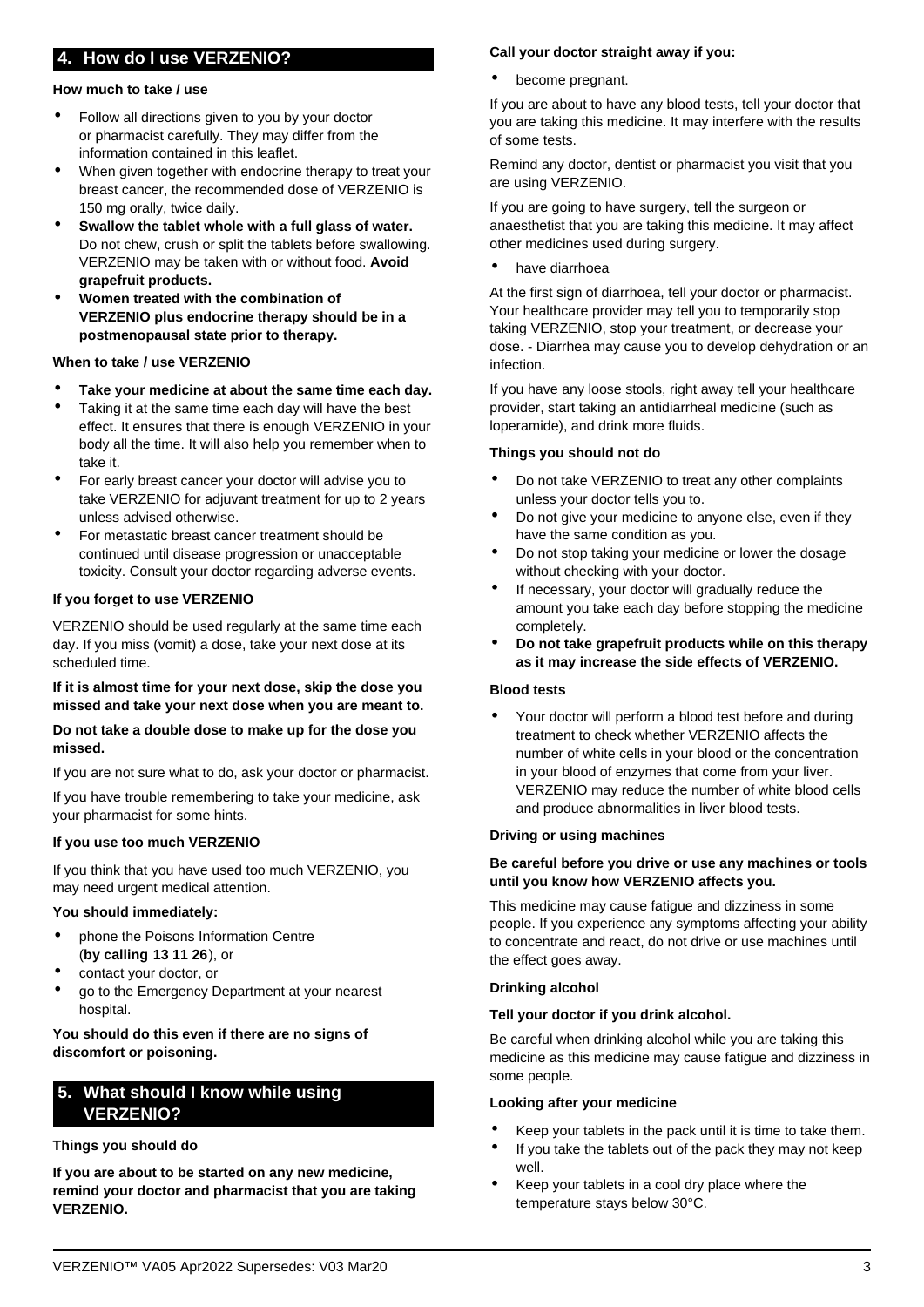## 4. How do I use VERZENIO?

**How much to take / use**

- Follow all directions given to you by your doctor or pharmacist carefully. They may differ from the information contained in this leaflet.
- When given together with endocrine therapy to treat your breast cancer, the recommended dose of VERZENIO is 150 mg orally, twice daily.
- **Swallow the tablet whole with a full glass of water.** Do not chew, crush or split the tablets before swallowing. VERZENIO may be taken with or without food. **Avoid grapefruit products.**
- **Women treated with the combination of VERZENIO plus endocrine therapy should be in a postmenopausal state prior to therapy.**

**When to take / use VERZENIO**

- **Take your medicine at about the same time each day.**
- Taking it at the same time each day will have the best effect. It ensures that there is enough VERZENIO in your body all the time. It will also help you remember when to take it.
- For early breast cancer your doctor will advise you to take VERZENIO for adjuvant treatment for up to 2 years unless advised otherwise.
- For metastatic breast cancer treatment should be continued until disease progression or unacceptable toxicity. Consult your doctor regarding adverse events.

**If you forget to use VERZENIO**

VERZENIO should be used regularly at the same time each day. If you miss (vomit) a dose, take your next dose at its scheduled time.

**If it is almost time for your next dose, skip the dose you missed and take your next dose when you are meant to.**

**Do not take a double dose to make up for the dose you missed.**

If you are not sure what to do, ask your doctor or pharmacist.

If you have trouble remembering to take your medicine, ask your pharmacist for some hints.

**If you use too much VERZENIO**

If you think that you have used too much VERZENIO, you may need urgent medical attention.

**You should immediately:**

- phone the Poisons Information Centre (**by calling 13 11 26**), or
- contact your doctor, or
- go to the Emergency Department at your nearest hospital.

**You should do this even if there are no signs of discomfort or poisoning.**

## 5. What should I know while using VERZENIO?

**Things you should do**

**If you are about to be started on any new medicine, remind your doctor and pharmacist that you are taking VERZENIO.**

**Call your doctor straight away if you:**

- become pregnant.

If you are about to have any blood tests, tell your doctor that you are taking this medicine. It may interfere with the results of some tests.

Remind any doctor, dentist or pharmacist you visit that you are using VERZENIO.

If you are going to have surgery, tell the surgeon or anaesthetist that you are taking this medicine. It may affect other medicines used during surgery.

- have diarrhoea

At the first sign of diarrhoea, tell your doctor or pharmacist. Your healthcare provider may tell you to temporarily stop taking VERZENIO, stop your treatment, or decrease your dose. - Diarrhea may cause you to develop dehydration or an infection.

If you have any loose stools, right away tell your healthcare provider, start taking an antidiarrheal medicine (such as loperamide), and drink more fluids.

**Things you should not do**

- Do not take VERZENIO to treat any other complaints unless your doctor tells you to.
- Do not give your medicine to anyone else, even if they have the same condition as you.
- Do not stop taking your medicine or lower the dosage without checking with your doctor.
- If necessary, your doctor will gradually reduce the amount you take each day before stopping the medicine completely.
- **Do not take grapefruit products while on this therapy as it may increase the side effects of VERZENIO.**

**Blood tests**

- Your doctor will perform a blood test before and during treatment to check whether VERZENIO affects the number of white cells in your blood or the concentration in your blood of enzymes that come from your liver. VERZENIO may reduce the number of white blood cells and produce abnormalities in liver blood tests.

**Driving or using machines**

**Be careful before you drive or use any machines or tools until you know how VERZENIO affects you.**

This medicine may cause fatigue and dizziness in some people. If you experience any symptoms affecting your ability to concentrate and react, do not drive or use machines until the effect goes away.

**Drinking alcohol**

**Tell your doctor if you drink alcohol.**

Be careful when drinking alcohol while you are taking this medicine as this medicine may cause fatigue and dizziness in some people.

**Looking after your medicine**

- Keep your tablets in the pack until it is time to take them.
- If you take the tablets out of the pack they may not keep well.
- Keep your tablets in a cool dry place where the temperature stays below 30°C.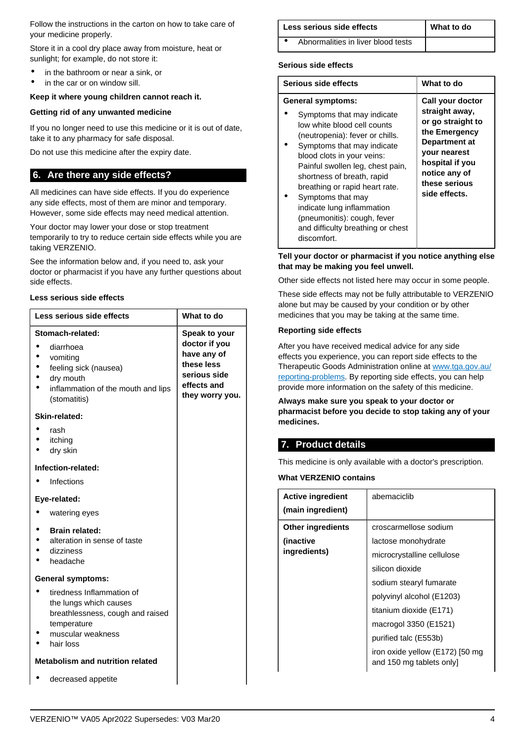Follow the instructions in the carton on how to take care of your medicine properly.

Store it in a cool dry place away from moisture, heat or sunlight; for example, do not store it:

- in the bathroom or near a sink, or
- in the car or on window sill.

**Keep it where young children cannot reach it.**

**Getting rid of any unwanted medicine**

If you no longer need to use this medicine or it is out of date, take it to any pharmacy for safe disposal.

Do not use this medicine after the expiry date.

## 6. Are there any side effects?

All medicines can have side effects. If you do experience any side effects, most of them are minor and temporary. However, some side effects may need medical attention.

Your doctor may lower your dose or stop treatment temporarily to try to reduce certain side effects while you are taking VERZENIO.

See the information below and, if you need to, ask your doctor or pharmacist if you have any further questions about side effects.

**Less serious side effects**

| Less serious side effects | What to do |
|---|---|
| **Stomach-related:**<br>• diarrhoea<br>• vomiting<br>• feeling sick (nausea)<br>• dry mouth<br>• inflammation of the mouth and lips (stomatitis)<br><br>**Skin-related:**<br>• rash<br>• itching<br>• dry skin<br><br>**Infection-related:**<br>• Infections<br><br>**Eye-related:**<br>• watering eyes<br><br>• **Brain related:**<br>• alteration in sense of taste<br>• dizziness<br>• headache<br><br>**General symptoms:**<br>• tiredness Inflammation of the lungs which causes breathlessness, cough and raised temperature<br>• muscular weakness<br>• hair loss<br><br>**Metabolism and nutrition related**<br>• decreased appetite<br>• Abnormalities in liver blood tests | **Speak to your doctor if you have any of these less serious side effects and they worry you.** |

**Serious side effects**

| Serious side effects | What to do |
|---|---|
| **General symptoms:**<br>• Symptoms that may indicate low white blood cell counts (neutropenia): fever or chills.<br>• Symptoms that may indicate blood clots in your veins: Painful swollen leg, chest pain, shortness of breath, rapid breathing or rapid heart rate.<br>• Symptoms that may indicate lung inflammation (pneumonitis): cough, fever and difficulty breathing or chest discomfort. | **Call your doctor straight away, or go straight to the Emergency Department at your nearest hospital if you notice any of these serious side effects.** |

**Tell your doctor or pharmacist if you notice anything else that may be making you feel unwell.**

Other side effects not listed here may occur in some people.

These side effects may not be fully attributable to VERZENIO alone but may be caused by your condition or by other medicines that you may be taking at the same time.

**Reporting side effects**

After you have received medical advice for any side effects you experience, you can report side effects to the Therapeutic Goods Administration online at www.tga.gov.au/reporting-problems. By reporting side effects, you can help provide more information on the safety of this medicine.

**Always make sure you speak to your doctor or pharmacist before you decide to stop taking any of your medicines.**

## 7. Product details

This medicine is only available with a doctor's prescription.

**What VERZENIO contains**

| | |
|---|---|
| **Active ingredient (main ingredient)** | abemaciclib |
| **Other ingredients (inactive ingredients)** | croscarmellose sodium<br>lactose monohydrate<br>microcrystalline cellulose<br>silicon dioxide<br>sodium stearyl fumarate<br>polyvinyl alcohol (E1203)<br>titanium dioxide (E171)<br>macrogol 3350 (E1521)<br>purified talc (E553b)<br>iron oxide yellow (E172) [50 mg and 150 mg tablets only] |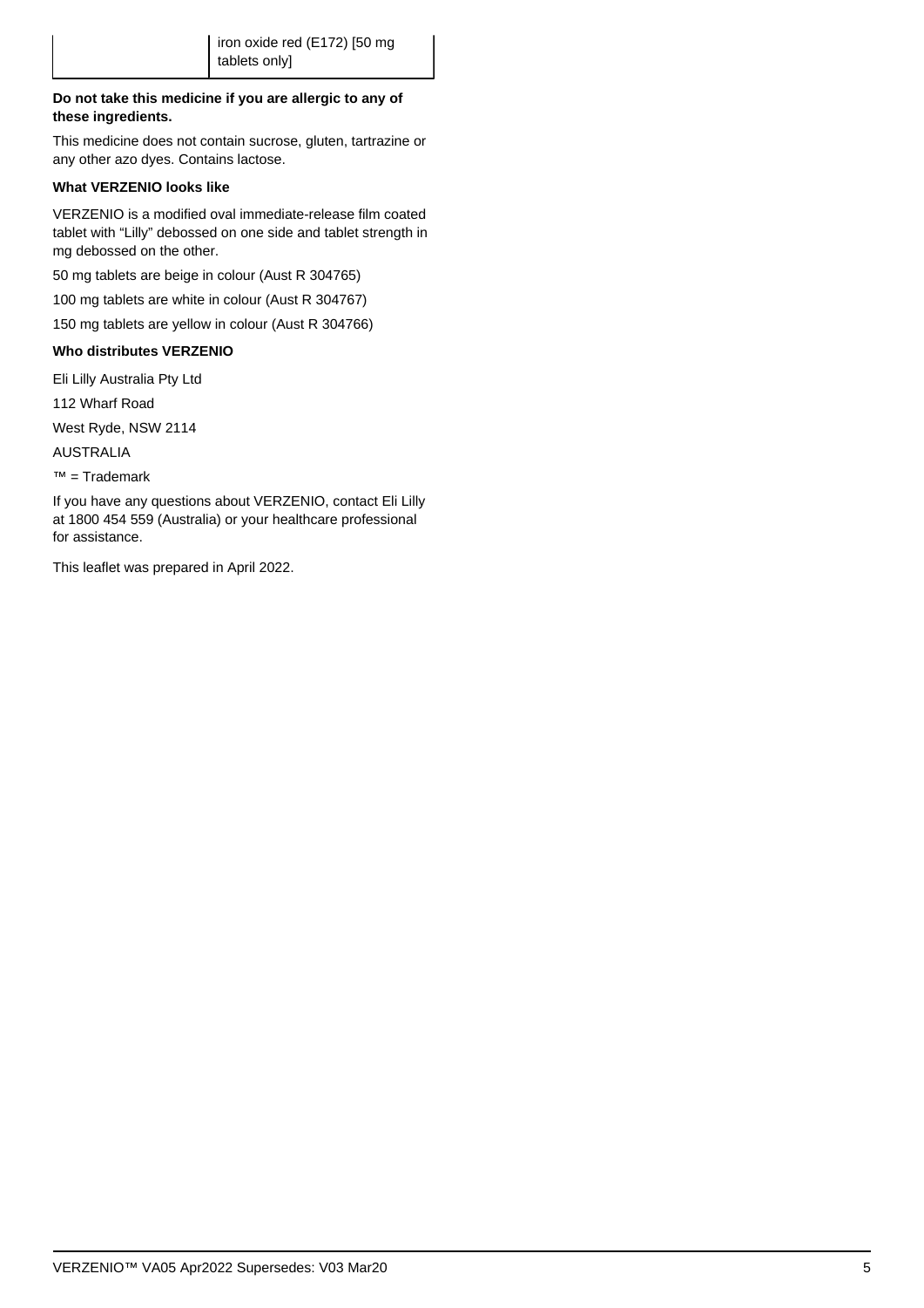| | |
|---|---|
| | iron oxide red (E172) [50 mg tablets only] |

**Do not take this medicine if you are allergic to any of these ingredients.**

This medicine does not contain sucrose, gluten, tartrazine or any other azo dyes. Contains lactose.

**What VERZENIO looks like**

VERZENIO is a modified oval immediate-release film coated tablet with "Lilly" debossed on one side and tablet strength in mg debossed on the other.

50 mg tablets are beige in colour (Aust R 304765)

100 mg tablets are white in colour (Aust R 304767)

150 mg tablets are yellow in colour (Aust R 304766)

**Who distributes VERZENIO**

Eli Lilly Australia Pty Ltd

112 Wharf Road

West Ryde, NSW 2114

AUSTRALIA

™ = Trademark

If you have any questions about VERZENIO, contact Eli Lilly at 1800 454 559 (Australia) or your healthcare professional for assistance.

This leaflet was prepared in April 2022.

VERZENIO™ VA05 Apr2022 Supersedes: V03 Mar20